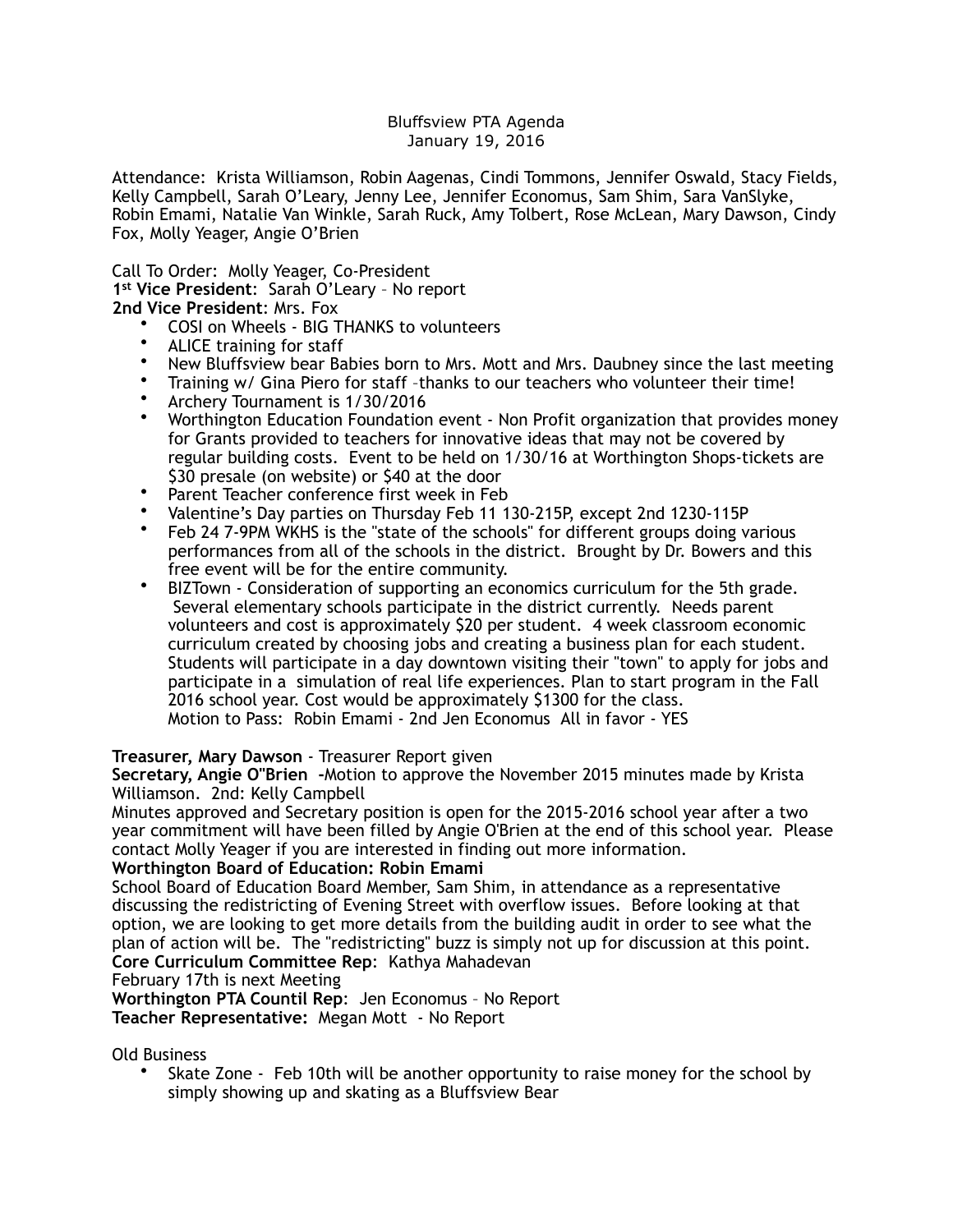Bluffsview PTA Agenda
January 19, 2016

Attendance: Krista Williamson, Robin Aagenas, Cindi Tommons, Jennifer Oswald, Stacy Fields, Kelly Campbell, Sarah O'Leary, Jenny Lee, Jennifer Economus, Sam Shim, Sara VanSlyke, Robin Emami, Natalie Van Winkle, Sarah Ruck, Amy Tolbert, Rose McLean, Mary Dawson, Cindy Fox, Molly Yeager, Angie O'Brien

Call To Order: Molly Yeager, Co-President
**1st Vice President**: Sarah O'Leary – No report
**2nd Vice President**: Mrs. Fox

- COSI on Wheels - BIG THANKS to volunteers
- ALICE training for staff
- New Bluffsview bear Babies born to Mrs. Mott and Mrs. Daubney since the last meeting
- Training w/ Gina Piero for staff –thanks to our teachers who volunteer their time!
- Archery Tournament is 1/30/2016
- Worthington Education Foundation event - Non Profit organization that provides money for Grants provided to teachers for innovative ideas that may not be covered by regular building costs. Event to be held on 1/30/16 at Worthington Shops-tickets are $30 presale (on website) or $40 at the door
- Parent Teacher conference first week in Feb
- Valentine's Day parties on Thursday Feb 11 130-215P, except 2nd 1230-115P
- Feb 24 7-9PM WKHS is the "state of the schools" for different groups doing various performances from all of the schools in the district. Brought by Dr. Bowers and this free event will be for the entire community.
- BIZTown - Consideration of supporting an economics curriculum for the 5th grade. Several elementary schools participate in the district currently. Needs parent volunteers and cost is approximately $20 per student. 4 week classroom economic curriculum created by choosing jobs and creating a business plan for each student. Students will participate in a day downtown visiting their "town" to apply for jobs and participate in a simulation of real life experiences. Plan to start program in the Fall 2016 school year. Cost would be approximately $1300 for the class.
  Motion to Pass: Robin Emami - 2nd Jen Economus All in favor - YES

**Treasurer, Mary Dawson** - Treasurer Report given
**Secretary, Angie O"Brien** -Motion to approve the November 2015 minutes made by Krista Williamson. 2nd: Kelly Campbell
Minutes approved and Secretary position is open for the 2015-2016 school year after a two year commitment will have been filled by Angie O'Brien at the end of this school year. Please contact Molly Yeager if you are interested in finding out more information.
**Worthington Board of Education: Robin Emami**
School Board of Education Board Member, Sam Shim, in attendance as a representative discussing the redistricting of Evening Street with overflow issues. Before looking at that option, we are looking to get more details from the building audit in order to see what the plan of action will be. The "redistricting" buzz is simply not up for discussion at this point.
**Core Curriculum Committee Rep**: Kathya Mahadevan
February 17th is next Meeting
**Worthington PTA Countil Rep**: Jen Economus – No Report
**Teacher Representative:** Megan Mott - No Report

Old Business

- Skate Zone - Feb 10th will be another opportunity to raise money for the school by simply showing up and skating as a Bluffsview Bear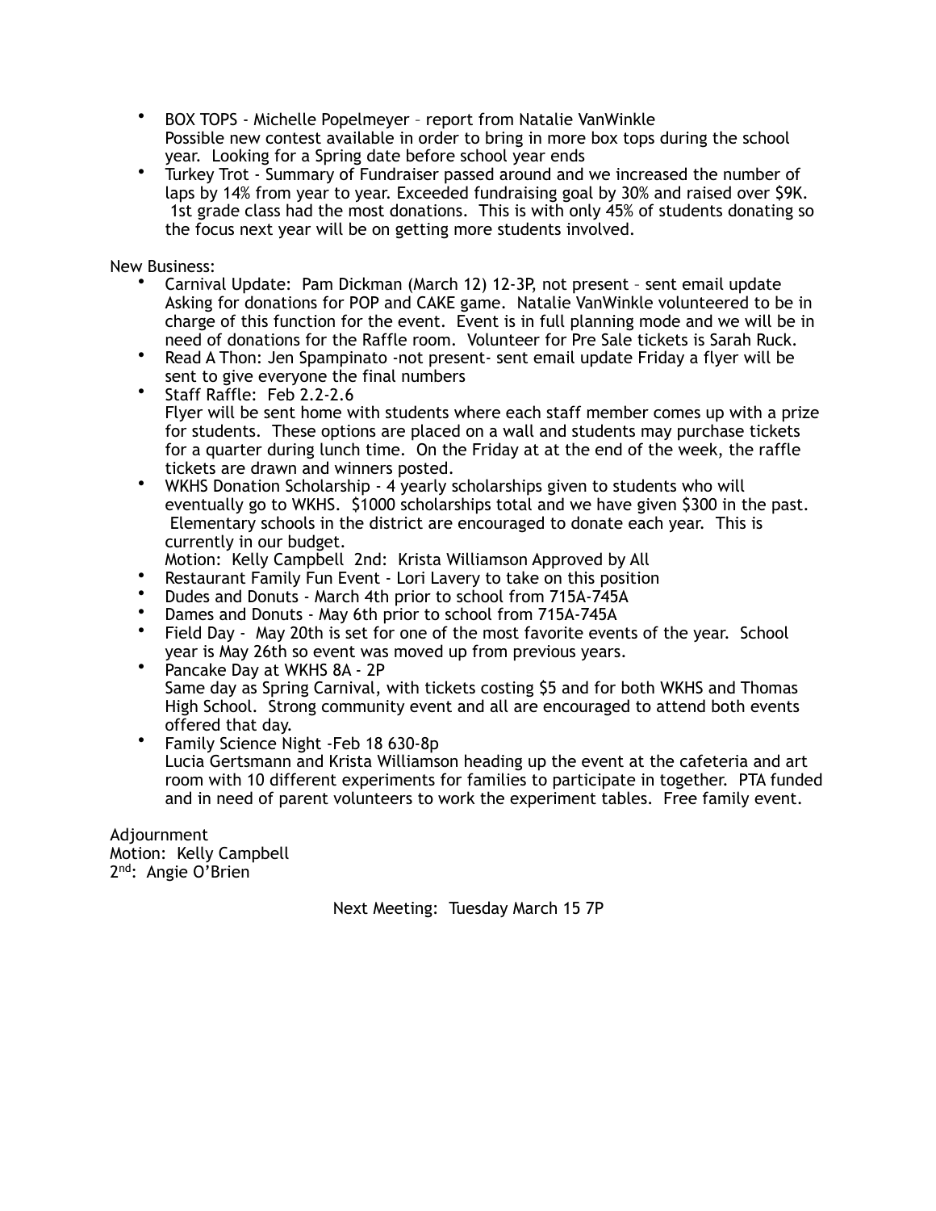- BOX TOPS - Michelle Popelmeyer – report from Natalie VanWinkle
  Possible new contest available in order to bring in more box tops during the school year. Looking for a Spring date before school year ends
- Turkey Trot - Summary of Fundraiser passed around and we increased the number of laps by 14% from year to year. Exceeded fundraising goal by 30% and raised over $9K. 1st grade class had the most donations. This is with only 45% of students donating so the focus next year will be on getting more students involved.

New Business:

- Carnival Update: Pam Dickman (March 12) 12-3P, not present – sent email update Asking for donations for POP and CAKE game. Natalie VanWinkle volunteered to be in charge of this function for the event. Event is in full planning mode and we will be in need of donations for the Raffle room. Volunteer for Pre Sale tickets is Sarah Ruck.
- Read A Thon: Jen Spampinato -not present- sent email update Friday a flyer will be sent to give everyone the final numbers
- Staff Raffle: Feb 2.2-2.6
  Flyer will be sent home with students where each staff member comes up with a prize for students. These options are placed on a wall and students may purchase tickets for a quarter during lunch time. On the Friday at at the end of the week, the raffle tickets are drawn and winners posted.
- WKHS Donation Scholarship - 4 yearly scholarships given to students who will eventually go to WKHS. $1000 scholarships total and we have given $300 in the past. Elementary schools in the district are encouraged to donate each year. This is currently in our budget.
  Motion: Kelly Campbell 2nd: Krista Williamson Approved by All
- Restaurant Family Fun Event - Lori Lavery to take on this position
- Dudes and Donuts - March 4th prior to school from 715A-745A
- Dames and Donuts - May 6th prior to school from 715A-745A
- Field Day - May 20th is set for one of the most favorite events of the year. School year is May 26th so event was moved up from previous years.
- Pancake Day at WKHS 8A - 2P
  Same day as Spring Carnival, with tickets costing $5 and for both WKHS and Thomas High School. Strong community event and all are encouraged to attend both events offered that day.
- Family Science Night -Feb 18 630-8p
  Lucia Gertsmann and Krista Williamson heading up the event at the cafeteria and art room with 10 different experiments for families to participate in together. PTA funded and in need of parent volunteers to work the experiment tables. Free family event.

Adjournment
Motion: Kelly Campbell
2nd: Angie O'Brien

Next Meeting: Tuesday March 15 7P